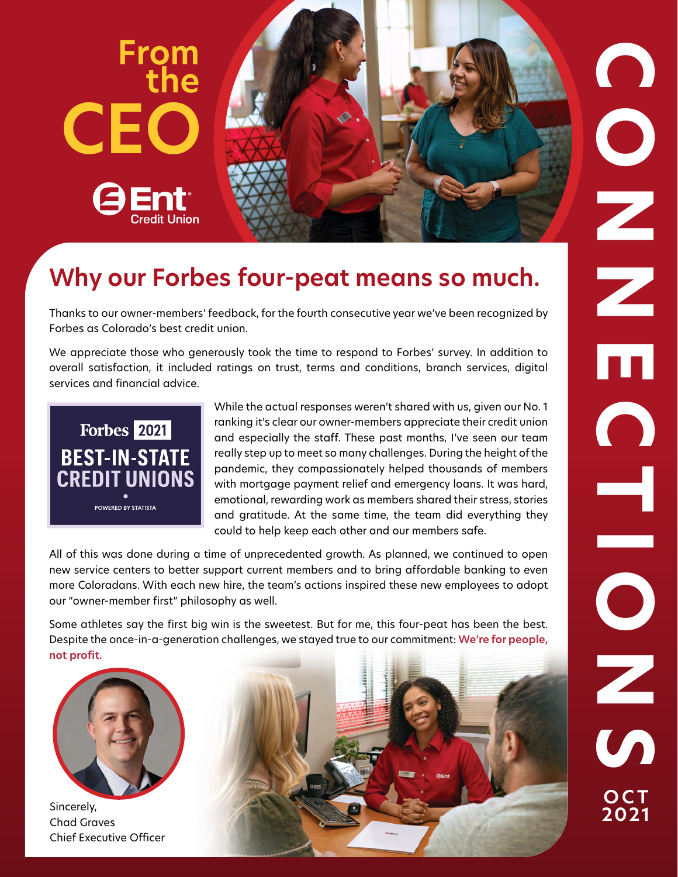# From the CEO

Ent Credit Union

CONNECTIONS OCT 2021

## Why our Forbes four-peat means so much.

Thanks to our owner-members' feedback, for the fourth consecutive year we've been recognized by Forbes as Colorado's best credit union.

We appreciate those who generously took the time to respond to Forbes' survey. In addition to overall satisfaction, it included ratings on trust, terms and conditions, branch services, digital services and financial advice.

Forbes 2021 BEST-IN-STATE CREDIT UNIONS • POWERED BY STATISTA

While the actual responses weren't shared with us, given our No. 1 ranking it's clear our owner-members appreciate their credit union and especially the staff. These past months, I've seen our team really step up to meet so many challenges. During the height of the pandemic, they compassionately helped thousands of members with mortgage payment relief and emergency loans. It was hard, emotional, rewarding work as members shared their stress, stories and gratitude. At the same time, the team did everything they could to help keep each other and our members safe.

All of this was done during a time of unprecedented growth. As planned, we continued to open new service centers to better support current members and to bring affordable banking to even more Coloradans. With each new hire, the team's actions inspired these new employees to adopt our "owner-member first" philosophy as well.

Some athletes say the first big win is the sweetest. But for me, this four-peat has been the best. Despite the once-in-a-generation challenges, we stayed true to our commitment: **We're for people, not profit.**

Sincerely,
Chad Graves
Chief Executive Officer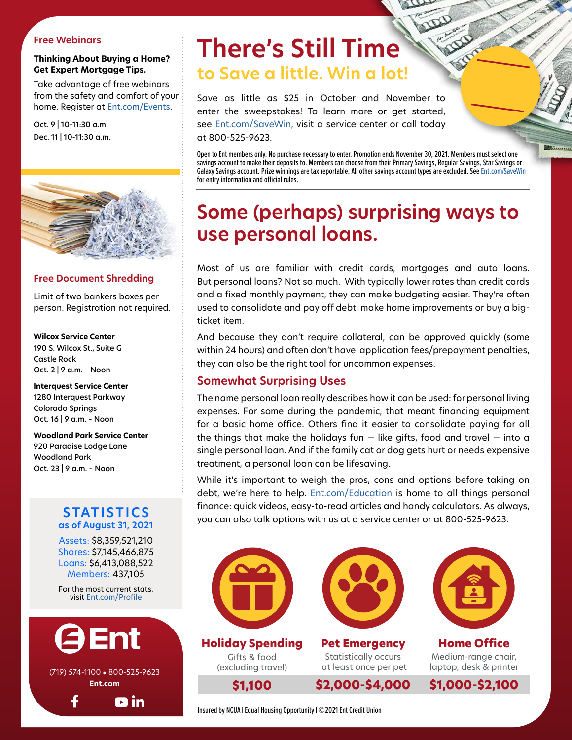## Free Webinars

**Thinking About Buying a Home? Get Expert Mortgage Tips.**

Take advantage of free webinars from the safety and comfort of your home. Register at Ent.com/Events.

Oct. 9 | 10-11:30 a.m.
Dec. 11 | 10-11:30 a.m.

## Free Document Shredding

Limit of two bankers boxes per person. Registration not required.

**Wilcox Service Center**
190 S. Wilcox St., Suite G
Castle Rock
Oct. 2 | 9 a.m. - Noon

**Interquest Service Center**
1280 Interquest Parkway
Colorado Springs
Oct. 16 | 9 a.m. - Noon

**Woodland Park Service Center**
920 Paradise Lodge Lane
Woodland Park
Oct. 23 | 9 a.m. - Noon

## STATISTICS
### as of August 31, 2021

Assets: $8,359,521,210
Shares: $7,145,466,875
Loans: $6,413,088,522
Members: 437,105

For the most current stats, visit Ent.com/Profile

Ent

(719) 574-1100 • 800-525-9623
**Ent.com**

# There's Still Time
## to Save a little. Win a lot!

Save as little as $25 in October and November to enter the sweepstakes! To learn more or get started, see Ent.com/SaveWin, visit a service center or call today at 800-525-9623.

Open to Ent members only. No purchase necessary to enter. Promotion ends November 30, 2021. Members must select one savings account to make their deposits to. Members can choose from their Primary Savings, Regular Savings, Star Savings or Galaxy Savings account. Prize winnings are tax reportable. All other savings account types are excluded. See Ent.com/SaveWin for entry information and official rules.

# Some (perhaps) surprising ways to use personal loans.

Most of us are familiar with credit cards, mortgages and auto loans. But personal loans? Not so much. With typically lower rates than credit cards and a fixed monthly payment, they can make budgeting easier. They're often used to consolidate and pay off debt, make home improvements or buy a big-ticket item.

And because they don't require collateral, can be approved quickly (some within 24 hours) and often don't have application fees/prepayment penalties, they can also be the right tool for uncommon expenses.

### Somewhat Surprising Uses

The name personal loan really describes how it can be used: for personal living expenses. For some during the pandemic, that meant financing equipment for a basic home office. Others find it easier to consolidate paying for all the things that make the holidays fun — like gifts, food and travel — into a single personal loan. And if the family cat or dog gets hurt or needs expensive treatment, a personal loan can be lifesaving.

While it's important to weigh the pros, cons and options before taking on debt, we're here to help. Ent.com/Education is home to all things personal finance: quick videos, easy-to-read articles and handy calculators. As always, you can also talk options with us at a service center or at 800-525-9623.

**Holiday Spending**
Gifts & food (excluding travel)
**$1,100**

**Pet Emergency**
Statistically occurs at least once per pet
**$2,000-$4,000**

**Home Office**
Medium-range chair, laptop, desk & printer
**$1,000-$2,100**

Insured by NCUA | Equal Housing Opportunity | ©2021 Ent Credit Union